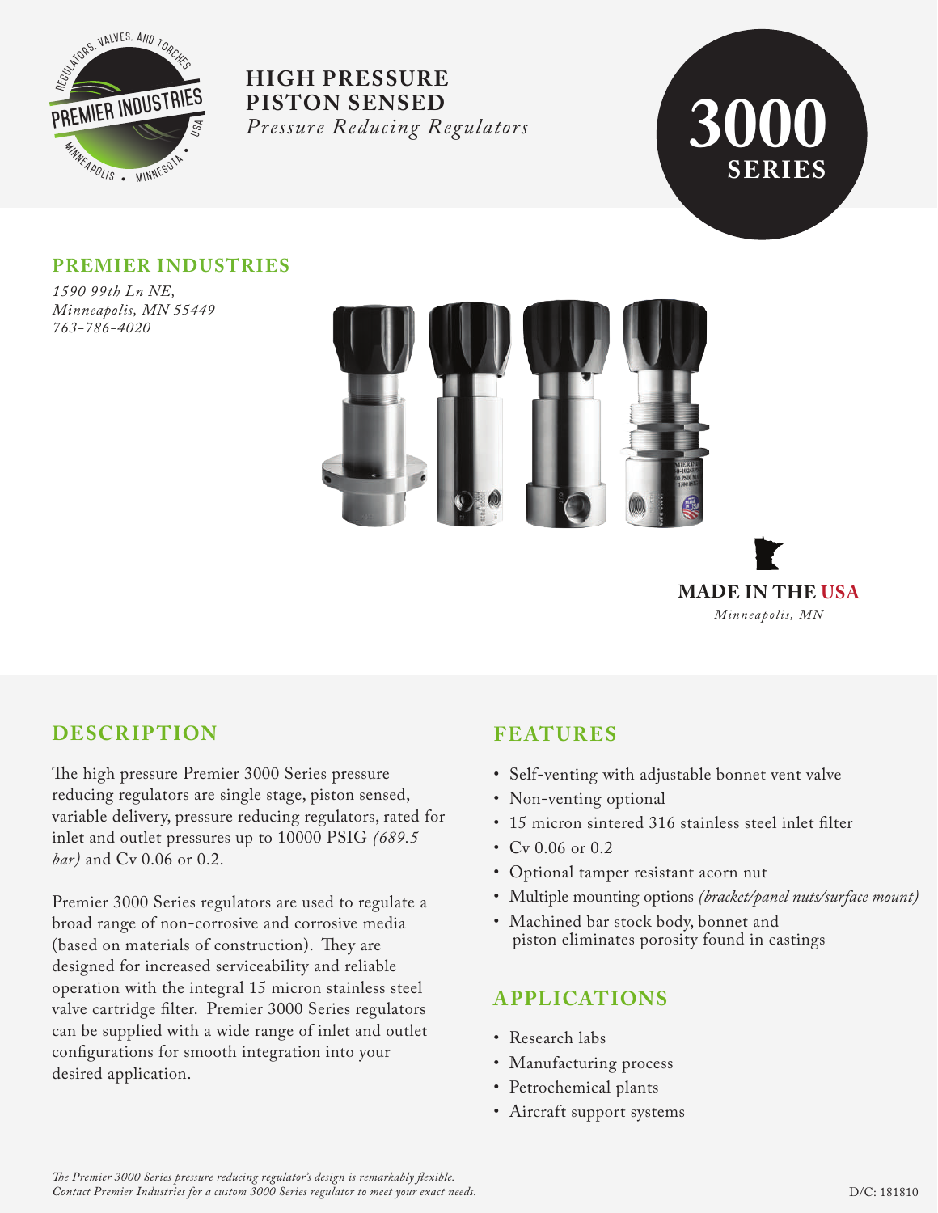# HIGH PRESSURE PISTON SENSED

*Pressure Reducing Regulators*

**3000 SERIES**

## PREMIER INDUSTRIES

*1590 99th Ln NE,*
*Minneapolis, MN 55449*
*763-786-4020*

**MADE IN THE USA**
*Minneapolis, MN*

## DESCRIPTION

The high pressure Premier 3000 Series pressure reducing regulators are single stage, piston sensed, variable delivery, pressure reducing regulators, rated for inlet and outlet pressures up to 10000 PSIG *(689.5 bar)* and Cv 0.06 or 0.2.

Premier 3000 Series regulators are used to regulate a broad range of non-corrosive and corrosive media (based on materials of construction). They are designed for increased serviceability and reliable operation with the integral 15 micron stainless steel valve cartridge filter. Premier 3000 Series regulators can be supplied with a wide range of inlet and outlet configurations for smooth integration into your desired application.

## FEATURES

- Self-venting with adjustable bonnet vent valve
- Non-venting optional
- 15 micron sintered 316 stainless steel inlet filter
- Cv 0.06 or 0.2
- Optional tamper resistant acorn nut
- Multiple mounting options *(bracket/panel nuts/surface mount)*
- Machined bar stock body, bonnet and piston eliminates porosity found in castings

## APPLICATIONS

- Research labs
- Manufacturing process
- Petrochemical plants
- Aircraft support systems

*The Premier 3000 Series pressure reducing regulator's design is remarkably flexible.*
*Contact Premier Industries for a custom 3000 Series regulator to meet your exact needs.*

D/C: 181810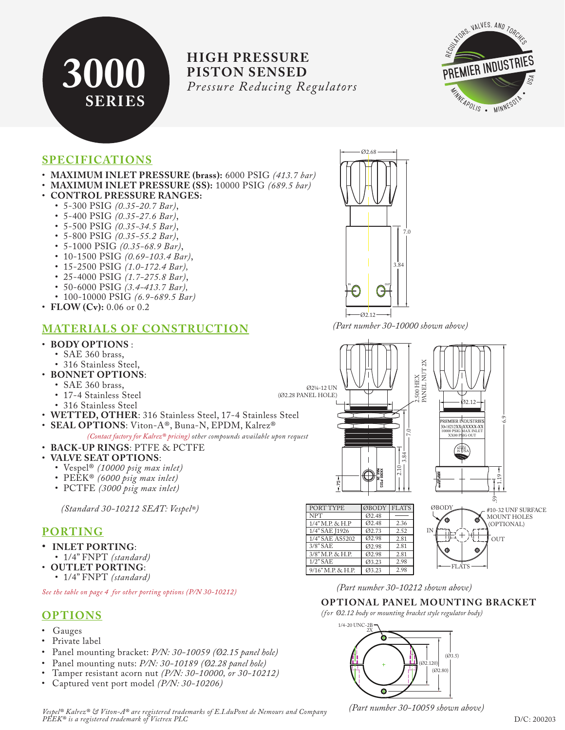# 3000 SERIES

## HIGH PRESSURE PISTON SENSED

*Pressure Reducing Regulators*

## SPECIFICATIONS

- **MAXIMUM INLET PRESSURE (brass):** 6000 PSIG *(413.7 bar)*
- **MAXIMUM INLET PRESSURE (SS):** 10000 PSIG *(689.5 bar)*
- **CONTROL PRESSURE RANGES:**
  - 5-300 PSIG *(0.35-20.7 Bar)*,
  - 5-400 PSIG *(0.35-27.6 Bar)*,
  - 5-500 PSIG *(0.35-34.5 Bar)*,
  - 5-800 PSIG *(0.35-55.2 Bar)*,
  - 5-1000 PSIG *(0.35-68.9 Bar)*,
  - 10-1500 PSIG *(0.69-103.4 Bar)*,
  - 15-2500 PSIG *(1.0-172.4 Bar)*,
  - 25-4000 PSIG *(1.7-275.8 Bar)*,
  - 50-6000 PSIG *(3.4-413.7 Bar)*,
  - 100-10000 PSIG *(6.9-689.5 Bar)*
- **FLOW (Cv):** 0.06 or 0.2

## MATERIALS OF CONSTRUCTION

- **BODY OPTIONS** :
  - SAE 360 brass,
  - 316 Stainless Steel,
- **BONNET OPTIONS**:
  - SAE 360 brass,
  - 17-4 Stainless Steel
  - 316 Stainless Steel
- **WETTED, OTHER**: 316 Stainless Steel, 17-4 Stainless Steel
- **SEAL OPTIONS**: Viton-A®, Buna-N, EPDM, Kalrez®
  *(Contact factory for Kalrez® pricing) other compounds available upon request*
- **BACK-UP RINGS**: PTFE & PCTFE
- **VALVE SEAT OPTIONS**:
  - Vespel® *(10000 psig max inlet)*
  - PEEK® *(6000 psig max inlet)*
  - PCTFE *(3000 psig max inlet)*

*(Standard 30-10212 SEAT: Vespel®)*

## PORTING

- **INLET PORTING**:
  - 1/4" FNPT *(standard)*
- **OUTLET PORTING**:
  - 1/4" FNPT *(standard)*

*See the table on page 4 for other porting options (P/N 30-10212)*

## OPTIONS

- Gauges
- Private label
- Panel mounting bracket: *P/N: 30-10059 (Ø2.15 panel hole)*
- Panel mounting nuts: *P/N: 30-10189 (Ø2.28 panel hole)*
- Tamper resistant acorn nut *(P/N: 30-10000, or 30-10212)*
- Captured vent port model *(P/N: 30-10206)*

Ø2.68, 7.0, 3.84, IN, OUT, Ø2.12

*(Part number 30-10000 shown above)*

Ø2¼-12 UN (Ø2.28 PANEL HOLE), 2.500 HEX PANEL NUT 2X, Ø2.12, 7.0, 3.84, 2.10, .75, 6.9, 1.19, .59, PREMIER INDUSTRIES 30-10212XX-XXXXX-XX 10000 PSIG MAX INLET XX00 PSIG OUT, MADE IN USA

| PORT TYPE | ØBODY | FLATS |
|---|---|---|
| NPT | Ø2.48 | —— |
| 1/4" M.P. & H.P | Ø2.48 | 2.36 |
| 1/4" SAE J1926 | Ø2.73 | 2.52 |
| 1/4" SAE AS5202 | Ø2.98 | 2.81 |
| 3/8" SAE | Ø2.98 | 2.81 |
| 3/8" M.P. & H.P. | Ø2.98 | 2.81 |
| 1/2" SAE | Ø3.23 | 2.98 |
| 9/16" M.P. & H.P. | Ø3.23 | 2.98 |

ØBODY, #10-32 UNF SURFACE MOUNT HOLES (OPTIONAL), IN, OUT, FLATS

*(Part number 30-10212 shown above)*

## OPTIONAL PANEL MOUNTING BRACKET

*(for Ø2.12 body or mounting bracket style regulator body)*

1/4-20 UNC-2B 2X, (Ø3.5), (Ø2.120), (Ø2.80)

*(Part number 30-10059 shown above)*

*Vespel® Kalrez® & Viton-A® are registered trademarks of E.I.duPont de Nemours and Company*
*PEEK® is a registered trademark of Victrex PLC*

D/C: 200203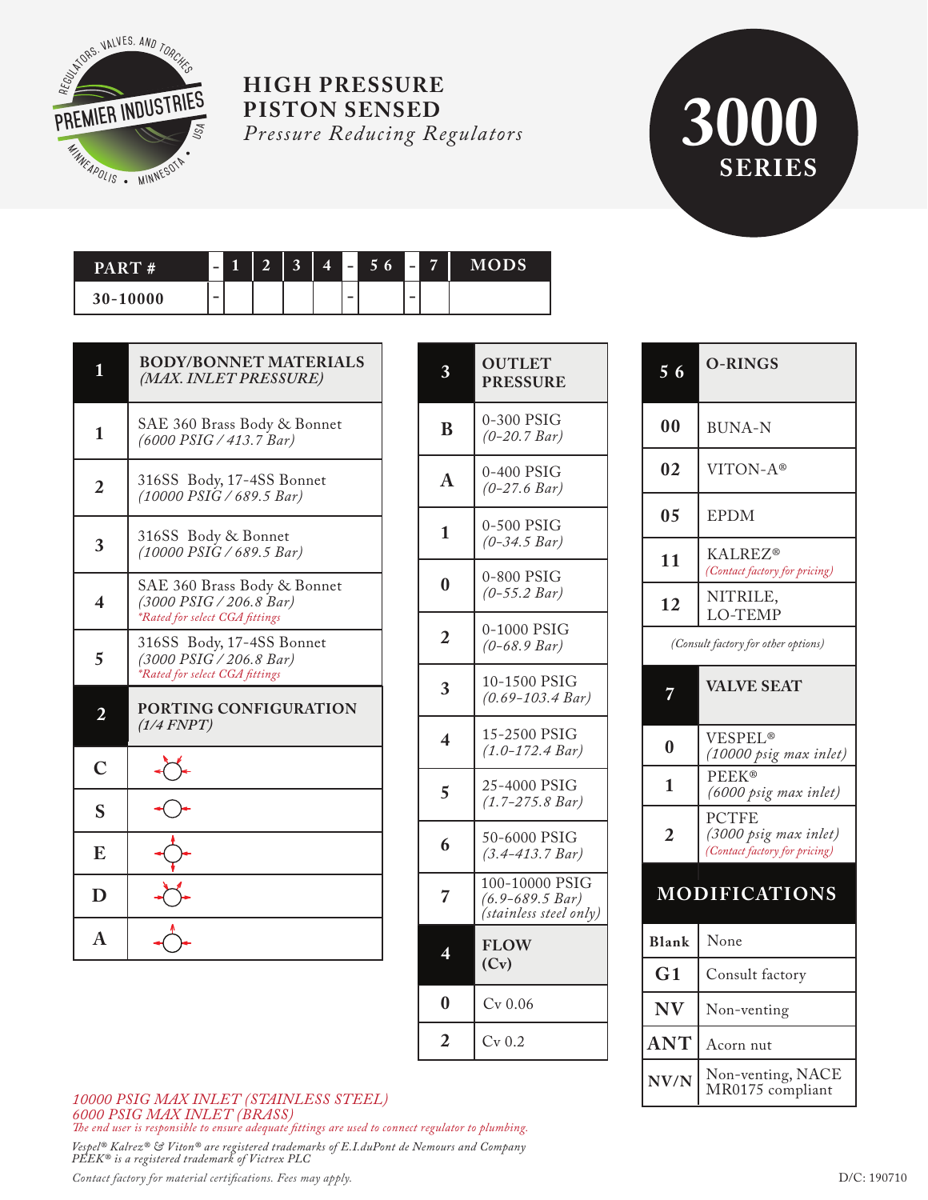PREMIER INDUSTRIES — REGULATORS, VALVES, AND TORCHES — MINNEAPOLIS • MINNESOTA • USA

# HIGH PRESSURE PISTON SENSED

*Pressure Reducing Regulators*

## 3000 SERIES

| PART # | - | 1 | 2 | 3 | 4 | - | 5 6 | - | 7 | MODS |
|---|---|---|---|---|---|---|---|---|---|---|
| 30-10000 | - | | | | | - | | - | | |

| 1 | BODY/BONNET MATERIALS *(MAX. INLET PRESSURE)* |
|---|---|
| 1 | SAE 360 Brass Body & Bonnet *(6000 PSIG / 413.7 Bar)* |
| 2 | 316SS Body, 17-4SS Bonnet *(10000 PSIG / 689.5 Bar)* |
| 3 | 316SS Body & Bonnet *(10000 PSIG / 689.5 Bar)* |
| 4 | SAE 360 Brass Body & Bonnet *(3000 PSIG / 206.8 Bar)* *\*Rated for select CGA fittings* |
| 5 | 316SS Body, 17-4SS Bonnet *(3000 PSIG / 206.8 Bar)* *\*Rated for select CGA fittings* |

| 2 | PORTING CONFIGURATION *(1/4 FNPT)* |
|---|---|
| C | |
| S | |
| E | |
| D | |
| A | |

| 3 | OUTLET PRESSURE |
|---|---|
| B | 0-300 PSIG *(0-20.7 Bar)* |
| A | 0-400 PSIG *(0-27.6 Bar)* |
| 1 | 0-500 PSIG *(0-34.5 Bar)* |
| 0 | 0-800 PSIG *(0-55.2 Bar)* |
| 2 | 0-1000 PSIG *(0-68.9 Bar)* |
| 3 | 10-1500 PSIG *(0.69-103.4 Bar)* |
| 4 | 15-2500 PSIG *(1.0-172.4 Bar)* |
| 5 | 25-4000 PSIG *(1.7-275.8 Bar)* |
| 6 | 50-6000 PSIG *(3.4-413.7 Bar)* |
| 7 | 100-10000 PSIG *(6.9-689.5 Bar) (stainless steel only)* |

| 4 | FLOW (Cv) |
|---|---|
| 0 | Cv 0.06 |
| 2 | Cv 0.2 |

| 5 6 | O-RINGS |
|---|---|
| 00 | BUNA-N |
| 02 | VITON-A® |
| 05 | EPDM |
| 11 | KALREZ® *(Contact factory for pricing)* |
| 12 | NITRILE, LO-TEMP |

*(Consult factory for other options)*

| 7 | VALVE SEAT |
|---|---|
| 0 | VESPEL® *(10000 psig max inlet)* |
| 1 | PEEK® *(6000 psig max inlet)* |
| 2 | PCTFE *(3000 psig max inlet)* *(Contact factory for pricing)* |

| MODIFICATIONS | |
|---|---|
| Blank | None |
| G1 | Consult factory |
| NV | Non-venting |
| ANT | Acorn nut |
| NV/N | Non-venting, NACE MR0175 compliant |

*10000 PSIG MAX INLET (STAINLESS STEEL)*
*6000 PSIG MAX INLET (BRASS)*
*The end user is responsible to ensure adequate fittings are used to connect regulator to plumbing.*

*Vespel® Kalrez® & Viton® are registered trademarks of E.I.duPont de Nemours and Company*
*PEEK® is a registered trademark of Victrex PLC*

*Contact factory for material certifications. Fees may apply.*

D/C: 190710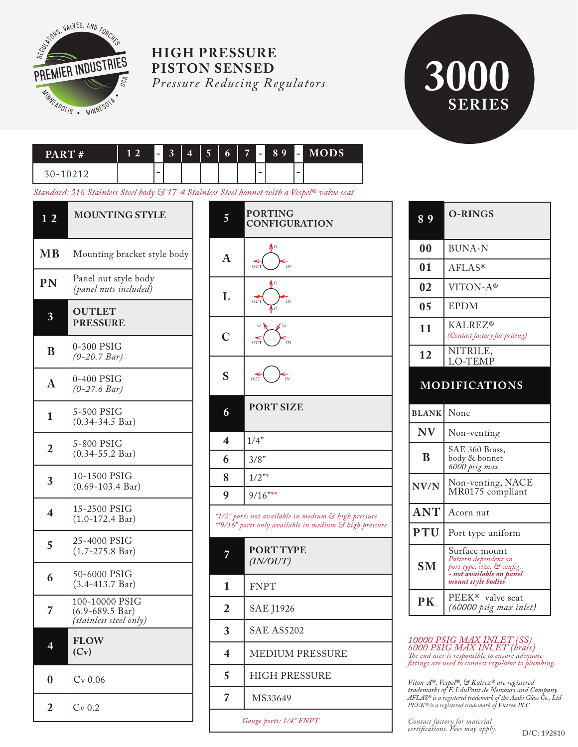PREMIER INDUSTRIES — REGULATORS, VALVES, AND TORCHES — MINNEAPOLIS • MINNESOTA • USA

# HIGH PRESSURE PISTON SENSED

*Pressure Reducing Regulators*

## 3000 SERIES

| PART # | 1 2 | - | 3 | 4 | 5 | 6 | 7 | - | 8 9 | - | MODS |
|---|---|---|---|---|---|---|---|---|---|---|---|
| 30-10212 | | - | | | | | | - | | - | |

*Standard: 316 Stainless Steel body & 17-4 Stainless Steel bonnet with a Vespel® valve seat*

| 1 2 | MOUNTING STYLE |
|---|---|
| MB | Mounting bracket style body |
| PN | Panel nut style body *(panel nuts included)* |

| 3 | OUTLET PRESSURE |
|---|---|
| B | 0-300 PSIG *(0-20.7 Bar)* |
| A | 0-400 PSIG *(0-27.6 Bar)* |
| 1 | 5-500 PSIG (0.34-34.5 Bar) |
| 2 | 5-800 PSIG (0.34-55.2 Bar) |
| 3 | 10-1500 PSIG (0.69-103.4 Bar) |
| 4 | 15-2500 PSIG (1.0-172.4 Bar) |
| 5 | 25-4000 PSIG (1.7-275.8 Bar) |
| 6 | 50-6000 PSIG (3.4-413.7 Bar) |
| 7 | 100-10000 PSIG (6.9-689.5 Bar) *(stainless steel only)* |

| 4 | FLOW (Cv) |
|---|---|
| 0 | Cv 0.06 |
| 2 | Cv 0.2 |

| 5 | PORTING CONFIGURATION |
|---|---|
| A | OUT, IN, G |
| L | OUT, IN, G, G |
| C | G, G, OUT, IN |
| S | OUT, IN |

| 6 | PORT SIZE |
|---|---|
| 4 | 1/4" |
| 6 | 3/8" |
| 8 | 1/2"* |
| 9 | 9/16"** |

*\*1/2" ports not available in medium & high pressure*
*\*\*9/16" ports only available in medium & high pressure*

| 7 | PORT TYPE (IN/OUT) |
|---|---|
| 1 | FNPT |
| 2 | SAE J1926 |
| 3 | SAE AS5202 |
| 4 | MEDIUM PRESSURE |
| 5 | HIGH PRESSURE |
| 7 | MS33649 |

*Gauge ports: 1/4" FNPT*

| 8 9 | O-RINGS |
|---|---|
| 00 | BUNA-N |
| 01 | AFLAS® |
| 02 | VITON-A® |
| 05 | EPDM |
| 11 | KALREZ® *(Contact factory for pricing)* |
| 12 | NITRILE, LO-TEMP |

| | MODIFICATIONS |
|---|---|
| BLANK | None |
| NV | Non-venting |
| B | SAE 360 Brass, body & bonnet *6000 psig max* |
| NV/N | Non-venting, NACE MR0175 compliant |
| ANT | Acorn nut |
| PTU | Port type uniform |
| SM | Surface mount *Pattern dependent on port type, size, & config.* ***– not available on panel mount style bodies*** |
| PK | PEEK® valve seat *(60000 psig max inlet)* |

*10000 PSIG MAX INLET (SS)*
*6000 PSIG MAX INLET (brass)*
*The end user is responsible to ensure adequate fittings are used to connect regulator to plumbing.*

*Viton-A®, Vespel®, & Kalrez® are registered trademarks of E.I.duPont de Nemours and Company*
*AFLAS® is a registered trademark of the Asahi Glass Co., Ltd*
*PEEK® is a registered trademark of Victrex PLC*

*Contact factory for material certifications. Fees may apply.*

D/C: 192810